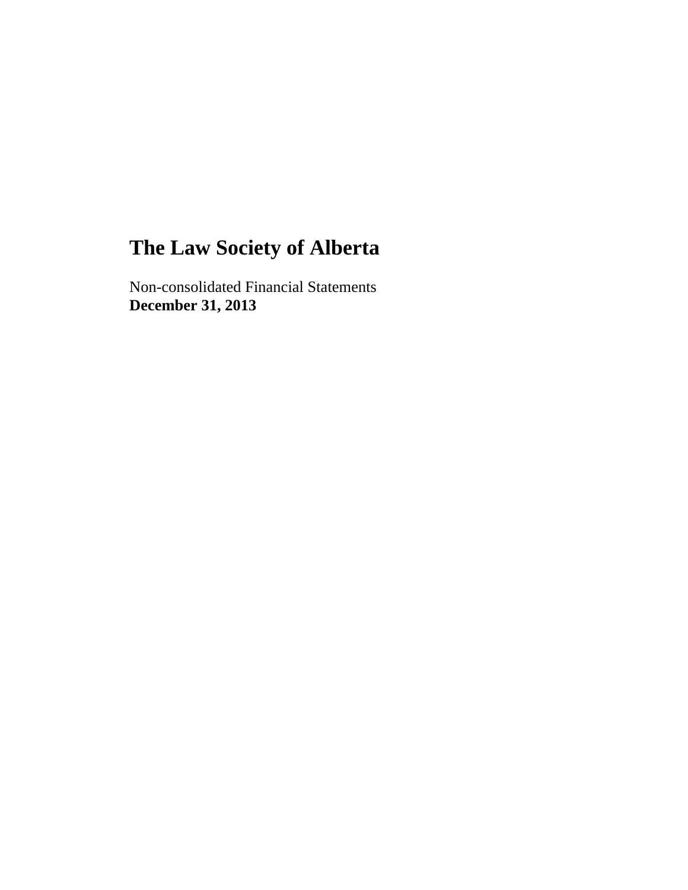# The Law Society of Alberta

Non-consolidated Financial Statements
**December 31, 2013**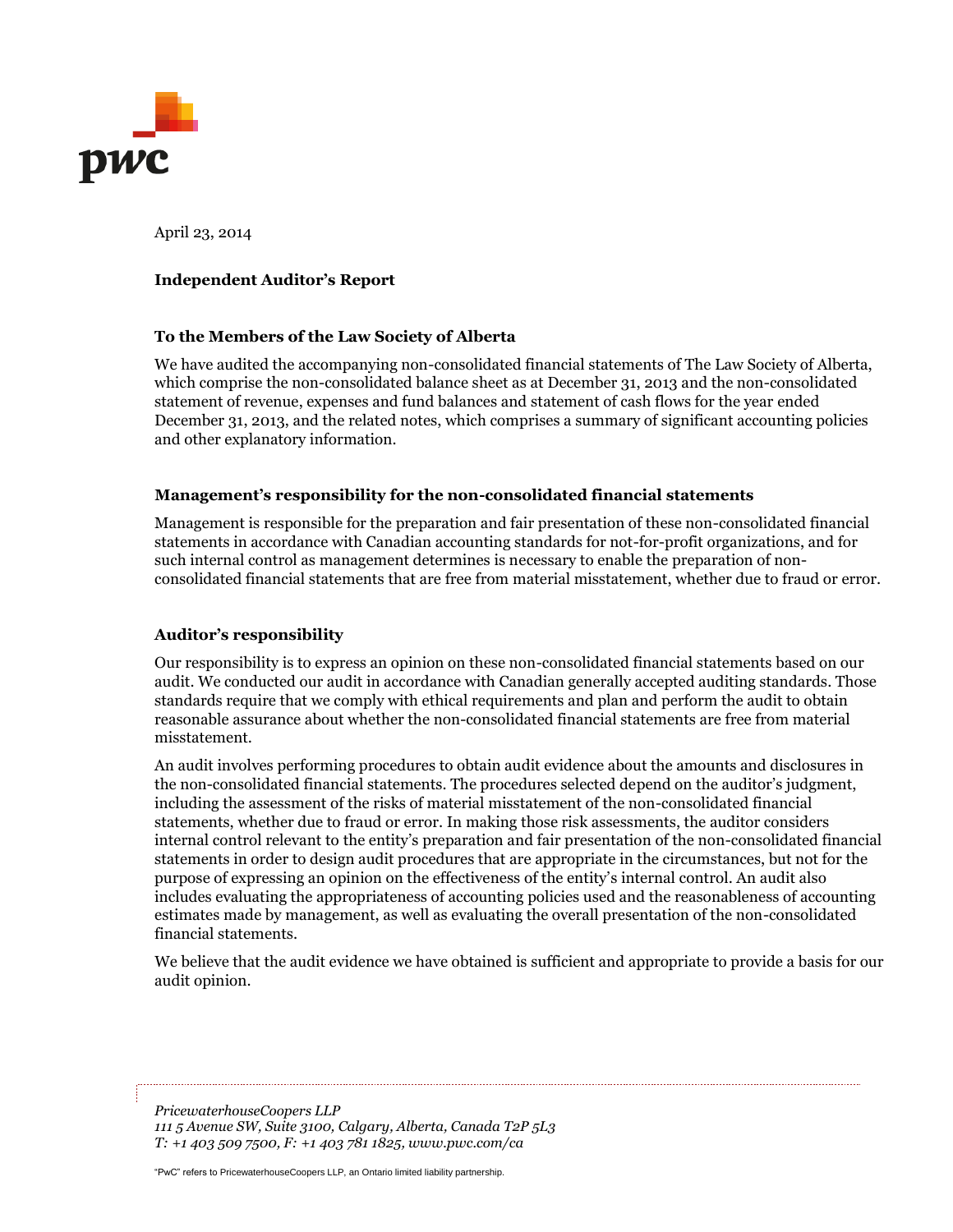April 23, 2014

**Independent Auditor's Report**

**To the Members of the Law Society of Alberta**

We have audited the accompanying non-consolidated financial statements of The Law Society of Alberta, which comprise the non-consolidated balance sheet as at December 31, 2013 and the non-consolidated statement of revenue, expenses and fund balances and statement of cash flows for the year ended December 31, 2013, and the related notes, which comprises a summary of significant accounting policies and other explanatory information.

**Management's responsibility for the non-consolidated financial statements**

Management is responsible for the preparation and fair presentation of these non-consolidated financial statements in accordance with Canadian accounting standards for not-for-profit organizations, and for such internal control as management determines is necessary to enable the preparation of non-consolidated financial statements that are free from material misstatement, whether due to fraud or error.

**Auditor's responsibility**

Our responsibility is to express an opinion on these non-consolidated financial statements based on our audit. We conducted our audit in accordance with Canadian generally accepted auditing standards. Those standards require that we comply with ethical requirements and plan and perform the audit to obtain reasonable assurance about whether the non-consolidated financial statements are free from material misstatement.

An audit involves performing procedures to obtain audit evidence about the amounts and disclosures in the non-consolidated financial statements. The procedures selected depend on the auditor's judgment, including the assessment of the risks of material misstatement of the non-consolidated financial statements, whether due to fraud or error. In making those risk assessments, the auditor considers internal control relevant to the entity's preparation and fair presentation of the non-consolidated financial statements in order to design audit procedures that are appropriate in the circumstances, but not for the purpose of expressing an opinion on the effectiveness of the entity's internal control. An audit also includes evaluating the appropriateness of accounting policies used and the reasonableness of accounting estimates made by management, as well as evaluating the overall presentation of the non-consolidated financial statements.

We believe that the audit evidence we have obtained is sufficient and appropriate to provide a basis for our audit opinion.

*PricewaterhouseCoopers LLP*
*111 5 Avenue SW, Suite 3100, Calgary, Alberta, Canada T2P 5L3*
*T: +1 403 509 7500, F: +1 403 781 1825, www.pwc.com/ca*

"PwC" refers to PricewaterhouseCoopers LLP, an Ontario limited liability partnership.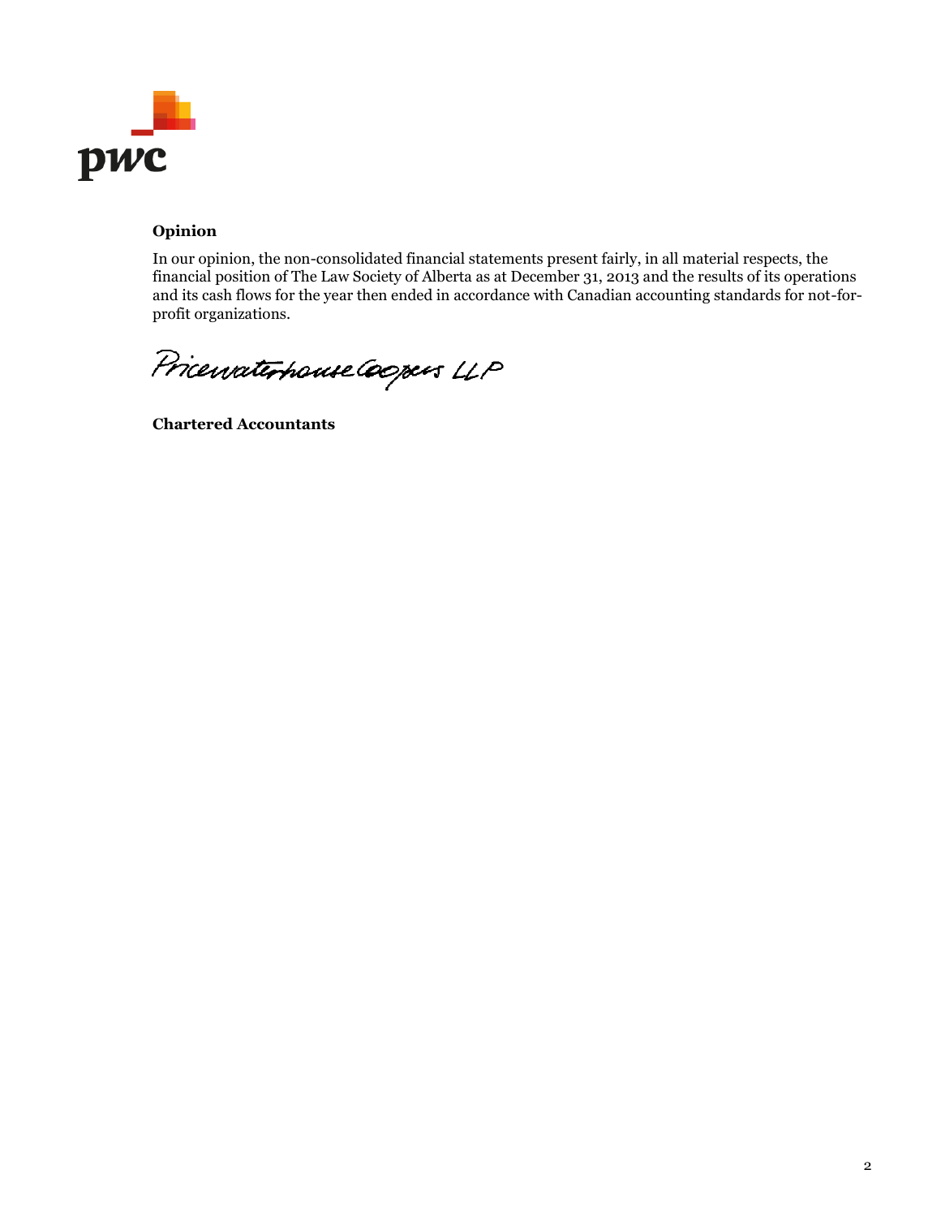**Opinion**

In our opinion, the non-consolidated financial statements present fairly, in all material respects, the financial position of The Law Society of Alberta as at December 31, 2013 and the results of its operations and its cash flows for the year then ended in accordance with Canadian accounting standards for not-for-profit organizations.

PricewaterhouseCoopers LLP

**Chartered Accountants**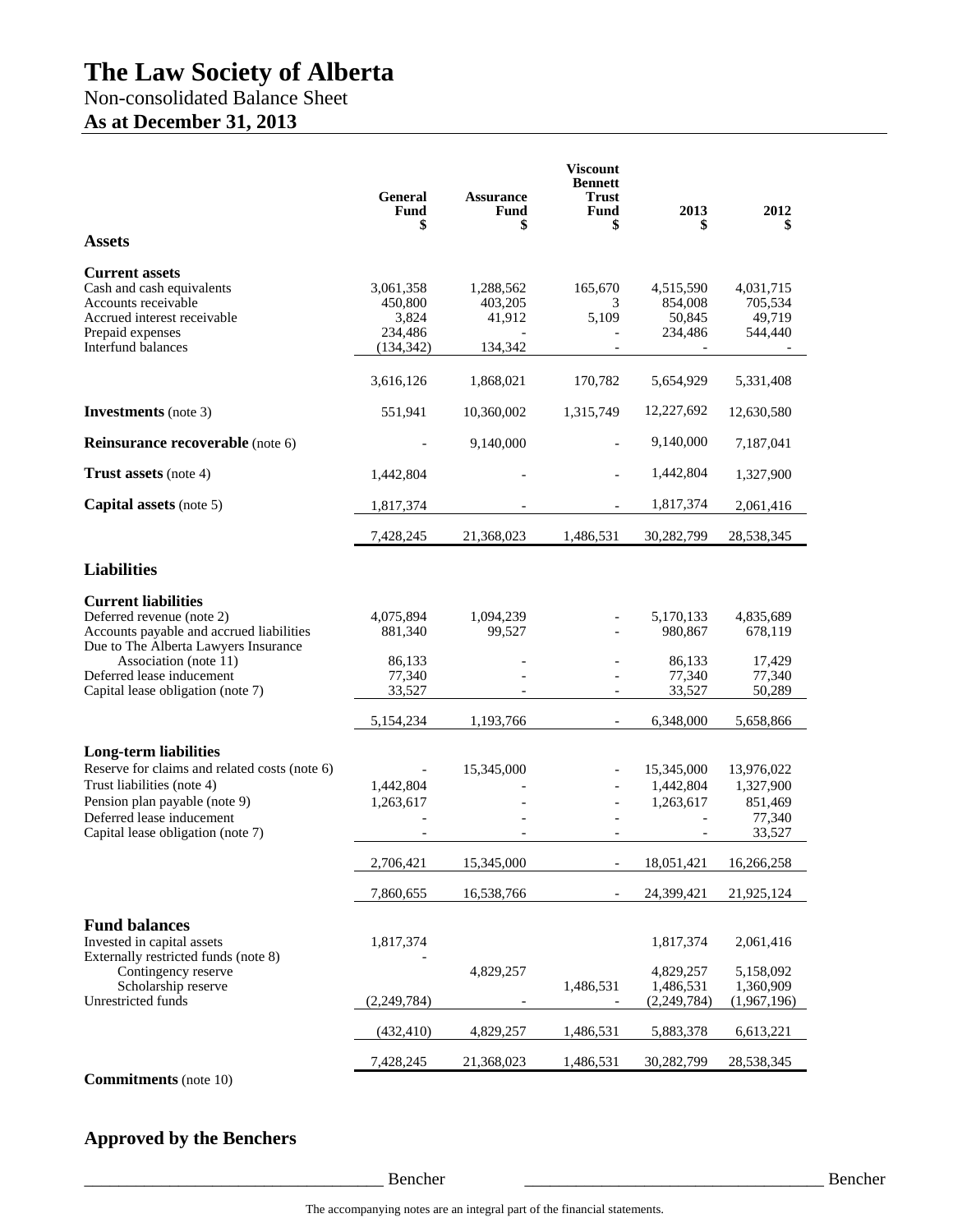# The Law Society of Alberta

Non-consolidated Balance Sheet

**As at December 31, 2013**

| | General Fund $ | Assurance Fund $ | Viscount Bennett Trust Fund $ | 2013 $ | 2012 $ |
|---|---|---|---|---|---|
| **Assets** | | | | | |
| **Current assets** | | | | | |
| Cash and cash equivalents | 3,061,358 | 1,288,562 | 165,670 | 4,515,590 | 4,031,715 |
| Accounts receivable | 450,800 | 403,205 | 3 | 854,008 | 705,534 |
| Accrued interest receivable | 3,824 | 41,912 | 5,109 | 50,845 | 49,719 |
| Prepaid expenses | 234,486 | - | - | 234,486 | 544,440 |
| Interfund balances | (134,342) | 134,342 | - | - | - |
| | 3,616,126 | 1,868,021 | 170,782 | 5,654,929 | 5,331,408 |
| **Investments** (note 3) | 551,941 | 10,360,002 | 1,315,749 | 12,227,692 | 12,630,580 |
| **Reinsurance recoverable** (note 6) | - | 9,140,000 | - | 9,140,000 | 7,187,041 |
| **Trust assets** (note 4) | 1,442,804 | - | - | 1,442,804 | 1,327,900 |
| **Capital assets** (note 5) | 1,817,374 | - | - | 1,817,374 | 2,061,416 |
| | 7,428,245 | 21,368,023 | 1,486,531 | 30,282,799 | 28,538,345 |
| **Liabilities** | | | | | |
| **Current liabilities** | | | | | |
| Deferred revenue (note 2) | 4,075,894 | 1,094,239 | - | 5,170,133 | 4,835,689 |
| Accounts payable and accrued liabilities | 881,340 | 99,527 | - | 980,867 | 678,119 |
| Due to The Alberta Lawyers Insurance Association (note 11) | 86,133 | - | - | 86,133 | 17,429 |
| Deferred lease inducement | 77,340 | - | - | 77,340 | 77,340 |
| Capital lease obligation (note 7) | 33,527 | - | - | 33,527 | 50,289 |
| | 5,154,234 | 1,193,766 | - | 6,348,000 | 5,658,866 |
| **Long-term liabilities** | | | | | |
| Reserve for claims and related costs (note 6) | - | 15,345,000 | - | 15,345,000 | 13,976,022 |
| Trust liabilities (note 4) | 1,442,804 | - | - | 1,442,804 | 1,327,900 |
| Pension plan payable (note 9) | 1,263,617 | - | - | 1,263,617 | 851,469 |
| Deferred lease inducement | - | - | - | - | 77,340 |
| Capital lease obligation (note 7) | - | - | - | - | 33,527 |
| | 2,706,421 | 15,345,000 | - | 18,051,421 | 16,266,258 |
| | 7,860,655 | 16,538,766 | - | 24,399,421 | 21,925,124 |
| **Fund balances** | | | | | |
| Invested in capital assets | 1,817,374 | | | 1,817,374 | 2,061,416 |
| Externally restricted funds (note 8) | - | | | | |
| Contingency reserve | | 4,829,257 | | 4,829,257 | 5,158,092 |
| Scholarship reserve | | | 1,486,531 | 1,486,531 | 1,360,909 |
| Unrestricted funds | (2,249,784) | - | - | (2,249,784) | (1,967,196) |
| | (432,410) | 4,829,257 | 1,486,531 | 5,883,378 | 6,613,221 |
| | 7,428,245 | 21,368,023 | 1,486,531 | 30,282,799 | 28,538,345 |

**Commitments** (note 10)

## Approved by the Benchers

___________________________________ Bencher ___________________________________ Bencher

The accompanying notes are an integral part of the financial statements.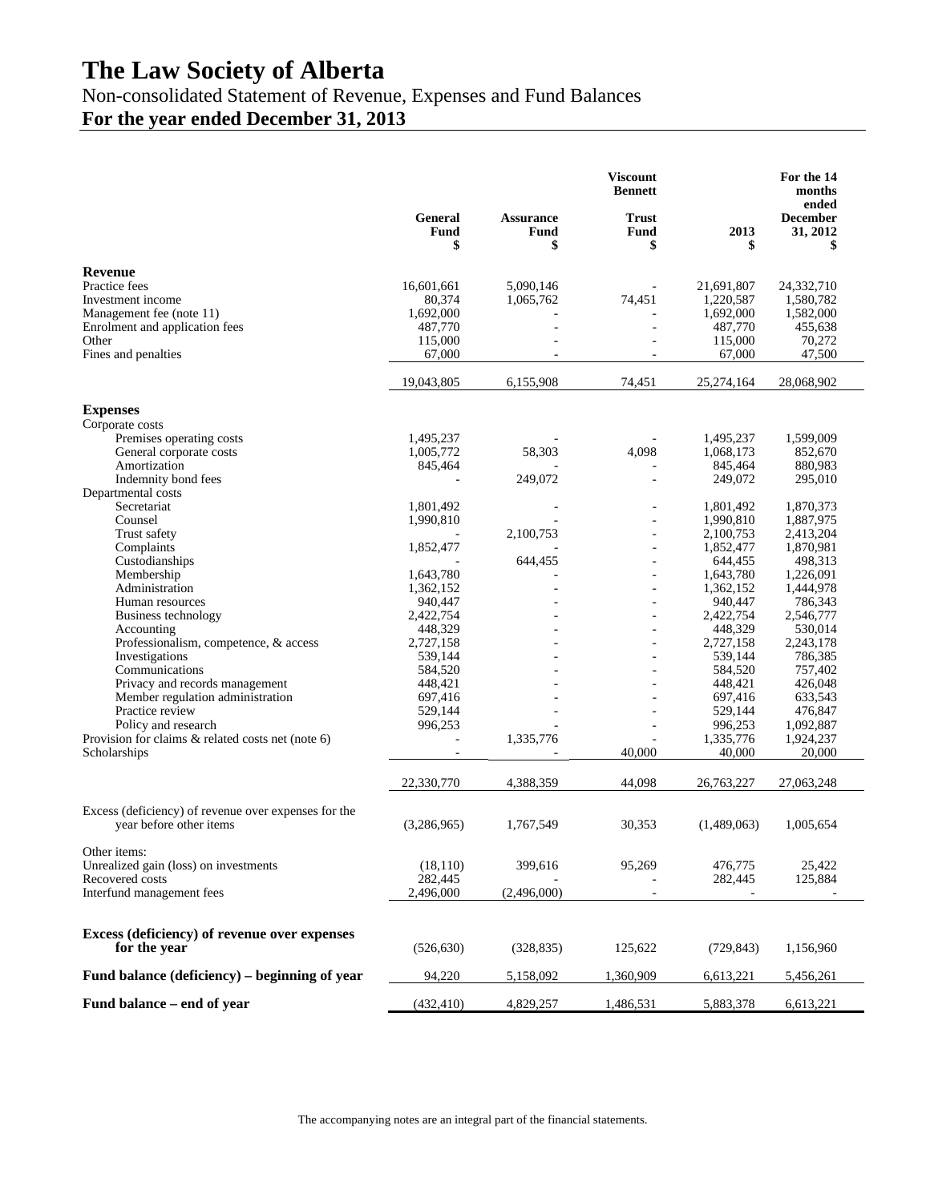# The Law Society of Alberta

## Non-consolidated Statement of Revenue, Expenses and Fund Balances

### For the year ended December 31, 2013

| | General Fund $ | Assurance Fund $ | Viscount Bennett Trust Fund $ | 2013 $ | For the 14 months ended December 31, 2012 $ |
|---|---|---|---|---|---|
| **Revenue** | | | | | |
| Practice fees | 16,601,661 | 5,090,146 | - | 21,691,807 | 24,332,710 |
| Investment income | 80,374 | 1,065,762 | 74,451 | 1,220,587 | 1,580,782 |
| Management fee (note 11) | 1,692,000 | - | - | 1,692,000 | 1,582,000 |
| Enrolment and application fees | 487,770 | - | - | 487,770 | 455,638 |
| Other | 115,000 | - | - | 115,000 | 70,272 |
| Fines and penalties | 67,000 | - | - | 67,000 | 47,500 |
| | 19,043,805 | 6,155,908 | 74,451 | 25,274,164 | 28,068,902 |
| **Expenses** | | | | | |
| Corporate costs | | | | | |
| Premises operating costs | 1,495,237 | - | - | 1,495,237 | 1,599,009 |
| General corporate costs | 1,005,772 | 58,303 | 4,098 | 1,068,173 | 852,670 |
| Amortization | 845,464 | - | - | 845,464 | 880,983 |
| Indemnity bond fees | - | 249,072 | - | 249,072 | 295,010 |
| Departmental costs | | | | | |
| Secretariat | 1,801,492 | - | - | 1,801,492 | 1,870,373 |
| Counsel | 1,990,810 | - | - | 1,990,810 | 1,887,975 |
| Trust safety | - | 2,100,753 | - | 2,100,753 | 2,413,204 |
| Complaints | 1,852,477 | - | - | 1,852,477 | 1,870,981 |
| Custodianships | - | 644,455 | - | 644,455 | 498,313 |
| Membership | 1,643,780 | - | - | 1,643,780 | 1,226,091 |
| Administration | 1,362,152 | - | - | 1,362,152 | 1,444,978 |
| Human resources | 940,447 | - | - | 940,447 | 786,343 |
| Business technology | 2,422,754 | - | - | 2,422,754 | 2,546,777 |
| Accounting | 448,329 | - | - | 448,329 | 530,014 |
| Professionalism, competence, & access | 2,727,158 | - | - | 2,727,158 | 2,243,178 |
| Investigations | 539,144 | - | - | 539,144 | 786,385 |
| Communications | 584,520 | - | - | 584,520 | 757,402 |
| Privacy and records management | 448,421 | - | - | 448,421 | 426,048 |
| Member regulation administration | 697,416 | - | - | 697,416 | 633,543 |
| Practice review | 529,144 | - | - | 529,144 | 476,847 |
| Policy and research | 996,253 | - | - | 996,253 | 1,092,887 |
| Provision for claims & related costs net (note 6) | - | 1,335,776 | - | 1,335,776 | 1,924,237 |
| Scholarships | - | - | 40,000 | 40,000 | 20,000 |
| | 22,330,770 | 4,388,359 | 44,098 | 26,763,227 | 27,063,248 |
| Excess (deficiency) of revenue over expenses for the year before other items | (3,286,965) | 1,767,549 | 30,353 | (1,489,063) | 1,005,654 |
| Other items: | | | | | |
| Unrealized gain (loss) on investments | (18,110) | 399,616 | 95,269 | 476,775 | 25,422 |
| Recovered costs | 282,445 | - | - | 282,445 | 125,884 |
| Interfund management fees | 2,496,000 | (2,496,000) | - | - | - |
| **Excess (deficiency) of revenue over expenses for the year** | (526,630) | (328,835) | 125,622 | (729,843) | 1,156,960 |
| **Fund balance (deficiency) – beginning of year** | 94,220 | 5,158,092 | 1,360,909 | 6,613,221 | 5,456,261 |
| **Fund balance – end of year** | (432,410) | 4,829,257 | 1,486,531 | 5,883,378 | 6,613,221 |

The accompanying notes are an integral part of the financial statements.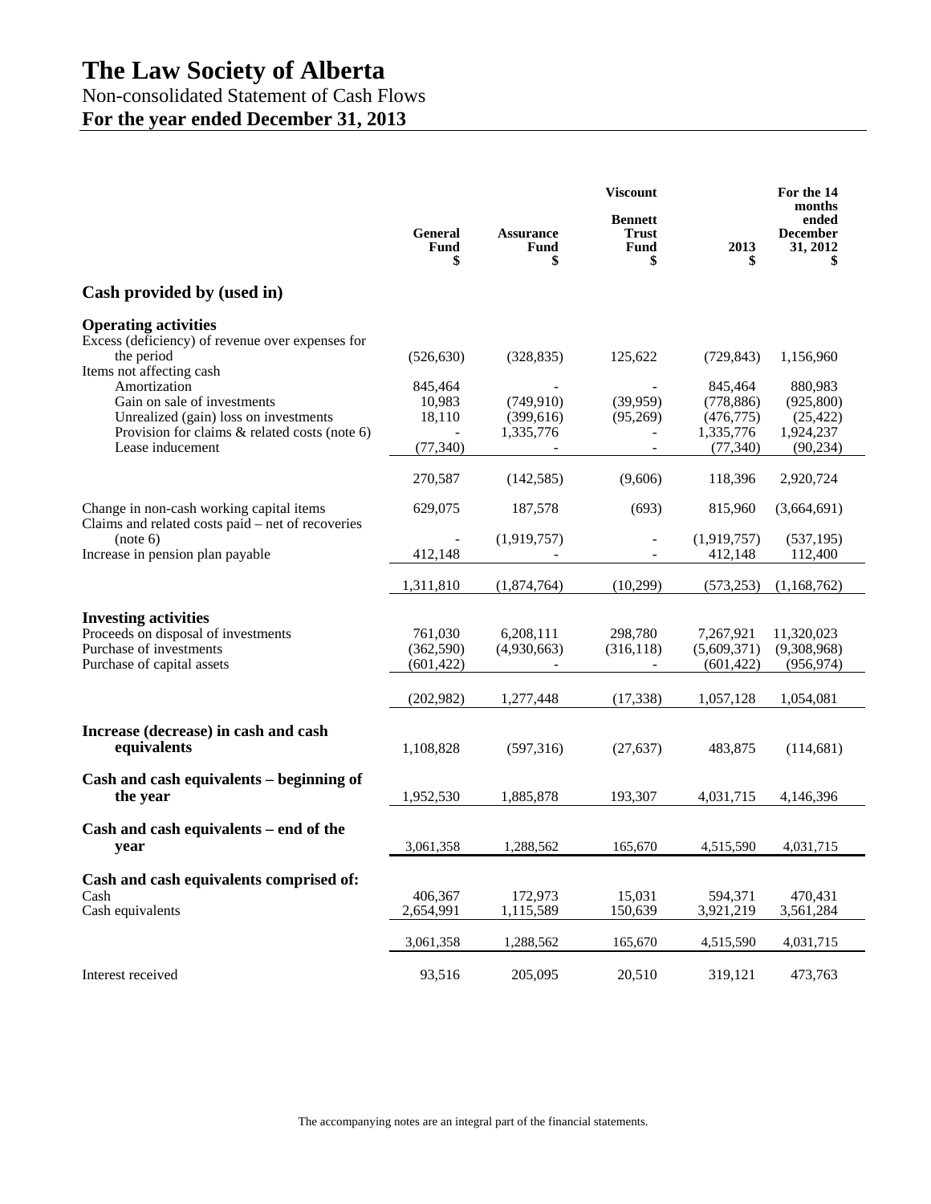# The Law Society of Alberta

Non-consolidated Statement of Cash Flows

**For the year ended December 31, 2013**

| | General Fund $ | Assurance Fund $ | Viscount Bennett Trust Fund $ | 2013 $ | For the 14 months ended December 31, 2012 $ |
|---|---|---|---|---|---|
| **Cash provided by (used in)** | | | | | |
| **Operating activities** | | | | | |
| Excess (deficiency) of revenue over expenses for the period | (526,630) | (328,835) | 125,622 | (729,843) | 1,156,960 |
| Items not affecting cash | | | | | |
| Amortization | 845,464 | - | - | 845,464 | 880,983 |
| Gain on sale of investments | 10,983 | (749,910) | (39,959) | (778,886) | (925,800) |
| Unrealized (gain) loss on investments | 18,110 | (399,616) | (95,269) | (476,775) | (25,422) |
| Provision for claims & related costs (note 6) | - | 1,335,776 | - | 1,335,776 | 1,924,237 |
| Lease inducement | (77,340) | - | - | (77,340) | (90,234) |
| | 270,587 | (142,585) | (9,606) | 118,396 | 2,920,724 |
| Change in non-cash working capital items | 629,075 | 187,578 | (693) | 815,960 | (3,664,691) |
| Claims and related costs paid – net of recoveries (note 6) | - | (1,919,757) | - | (1,919,757) | (537,195) |
| Increase in pension plan payable | 412,148 | - | - | 412,148 | 112,400 |
| | 1,311,810 | (1,874,764) | (10,299) | (573,253) | (1,168,762) |
| **Investing activities** | | | | | |
| Proceeds on disposal of investments | 761,030 | 6,208,111 | 298,780 | 7,267,921 | 11,320,023 |
| Purchase of investments | (362,590) | (4,930,663) | (316,118) | (5,609,371) | (9,308,968) |
| Purchase of capital assets | (601,422) | - | - | (601,422) | (956,974) |
| | (202,982) | 1,277,448 | (17,338) | 1,057,128 | 1,054,081 |
| **Increase (decrease) in cash and cash equivalents** | 1,108,828 | (597,316) | (27,637) | 483,875 | (114,681) |
| **Cash and cash equivalents – beginning of the year** | 1,952,530 | 1,885,878 | 193,307 | 4,031,715 | 4,146,396 |
| **Cash and cash equivalents – end of the year** | 3,061,358 | 1,288,562 | 165,670 | 4,515,590 | 4,031,715 |
| **Cash and cash equivalents comprised of:** | | | | | |
| Cash | 406,367 | 172,973 | 15,031 | 594,371 | 470,431 |
| Cash equivalents | 2,654,991 | 1,115,589 | 150,639 | 3,921,219 | 3,561,284 |
| | 3,061,358 | 1,288,562 | 165,670 | 4,515,590 | 4,031,715 |
| Interest received | 93,516 | 205,095 | 20,510 | 319,121 | 473,763 |

The accompanying notes are an integral part of the financial statements.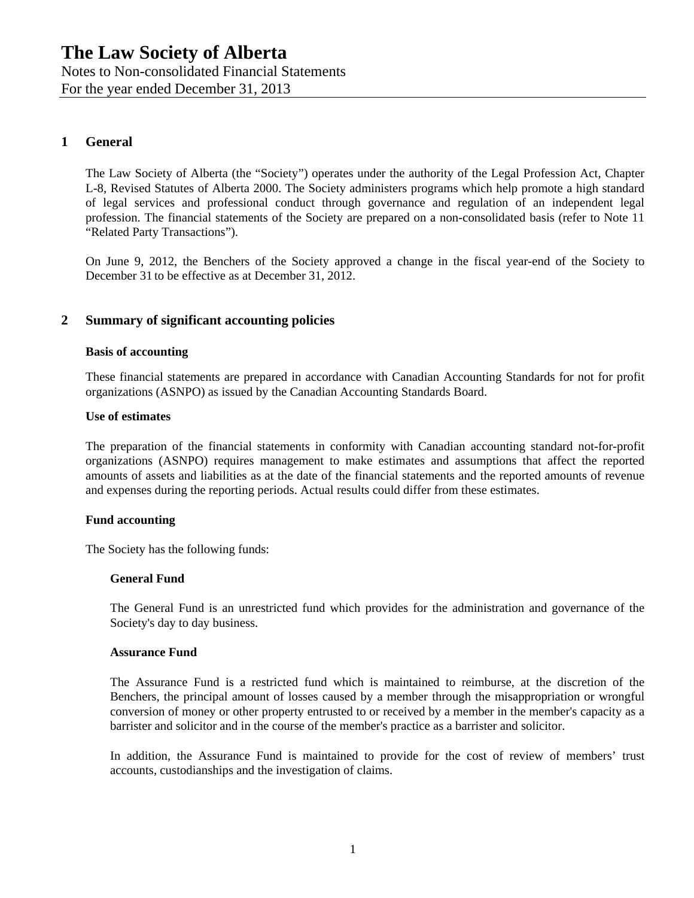# The Law Society of Alberta

Notes to Non-consolidated Financial Statements
For the year ended December 31, 2013

## 1 General

The Law Society of Alberta (the "Society") operates under the authority of the Legal Profession Act, Chapter L-8, Revised Statutes of Alberta 2000. The Society administers programs which help promote a high standard of legal services and professional conduct through governance and regulation of an independent legal profession. The financial statements of the Society are prepared on a non-consolidated basis (refer to Note 11 "Related Party Transactions").

On June 9, 2012, the Benchers of the Society approved a change in the fiscal year-end of the Society to December 31 to be effective as at December 31, 2012.

## 2 Summary of significant accounting policies

### Basis of accounting

These financial statements are prepared in accordance with Canadian Accounting Standards for not for profit organizations (ASNPO) as issued by the Canadian Accounting Standards Board.

### Use of estimates

The preparation of the financial statements in conformity with Canadian accounting standard not-for-profit organizations (ASNPO) requires management to make estimates and assumptions that affect the reported amounts of assets and liabilities as at the date of the financial statements and the reported amounts of revenue and expenses during the reporting periods. Actual results could differ from these estimates.

### Fund accounting

The Society has the following funds:

#### General Fund

The General Fund is an unrestricted fund which provides for the administration and governance of the Society's day to day business.

#### Assurance Fund

The Assurance Fund is a restricted fund which is maintained to reimburse, at the discretion of the Benchers, the principal amount of losses caused by a member through the misappropriation or wrongful conversion of money or other property entrusted to or received by a member in the member's capacity as a barrister and solicitor and in the course of the member's practice as a barrister and solicitor.

In addition, the Assurance Fund is maintained to provide for the cost of review of members' trust accounts, custodianships and the investigation of claims.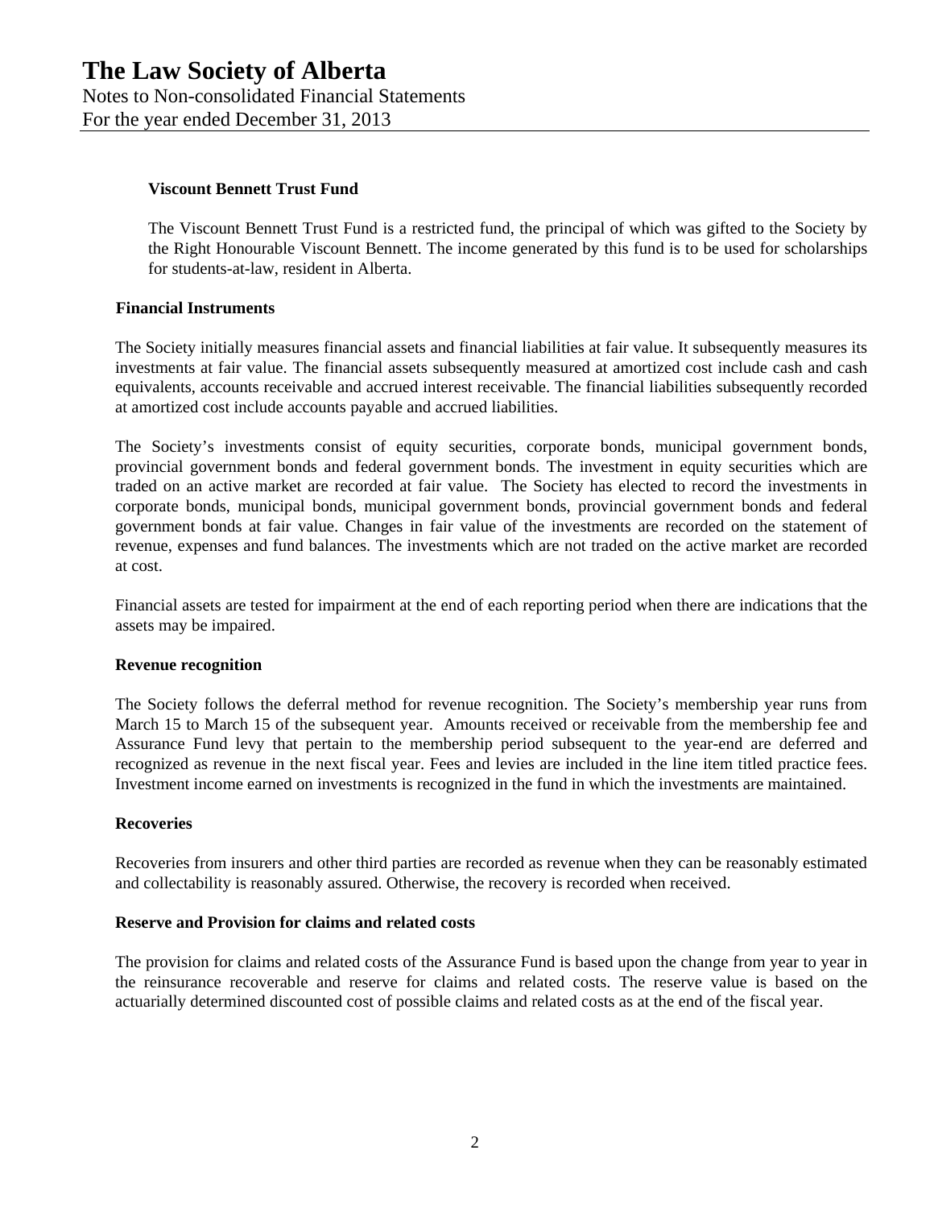#### Viscount Bennett Trust Fund

The Viscount Bennett Trust Fund is a restricted fund, the principal of which was gifted to the Society by the Right Honourable Viscount Bennett. The income generated by this fund is to be used for scholarships for students-at-law, resident in Alberta.

### Financial Instruments

The Society initially measures financial assets and financial liabilities at fair value. It subsequently measures its investments at fair value. The financial assets subsequently measured at amortized cost include cash and cash equivalents, accounts receivable and accrued interest receivable. The financial liabilities subsequently recorded at amortized cost include accounts payable and accrued liabilities.

The Society's investments consist of equity securities, corporate bonds, municipal government bonds, provincial government bonds and federal government bonds. The investment in equity securities which are traded on an active market are recorded at fair value. The Society has elected to record the investments in corporate bonds, municipal bonds, municipal government bonds, provincial government bonds and federal government bonds at fair value. Changes in fair value of the investments are recorded on the statement of revenue, expenses and fund balances. The investments which are not traded on the active market are recorded at cost.

Financial assets are tested for impairment at the end of each reporting period when there are indications that the assets may be impaired.

### Revenue recognition

The Society follows the deferral method for revenue recognition. The Society's membership year runs from March 15 to March 15 of the subsequent year. Amounts received or receivable from the membership fee and Assurance Fund levy that pertain to the membership period subsequent to the year-end are deferred and recognized as revenue in the next fiscal year. Fees and levies are included in the line item titled practice fees. Investment income earned on investments is recognized in the fund in which the investments are maintained.

### Recoveries

Recoveries from insurers and other third parties are recorded as revenue when they can be reasonably estimated and collectability is reasonably assured. Otherwise, the recovery is recorded when received.

### Reserve and Provision for claims and related costs

The provision for claims and related costs of the Assurance Fund is based upon the change from year to year in the reinsurance recoverable and reserve for claims and related costs. The reserve value is based on the actuarially determined discounted cost of possible claims and related costs as at the end of the fiscal year.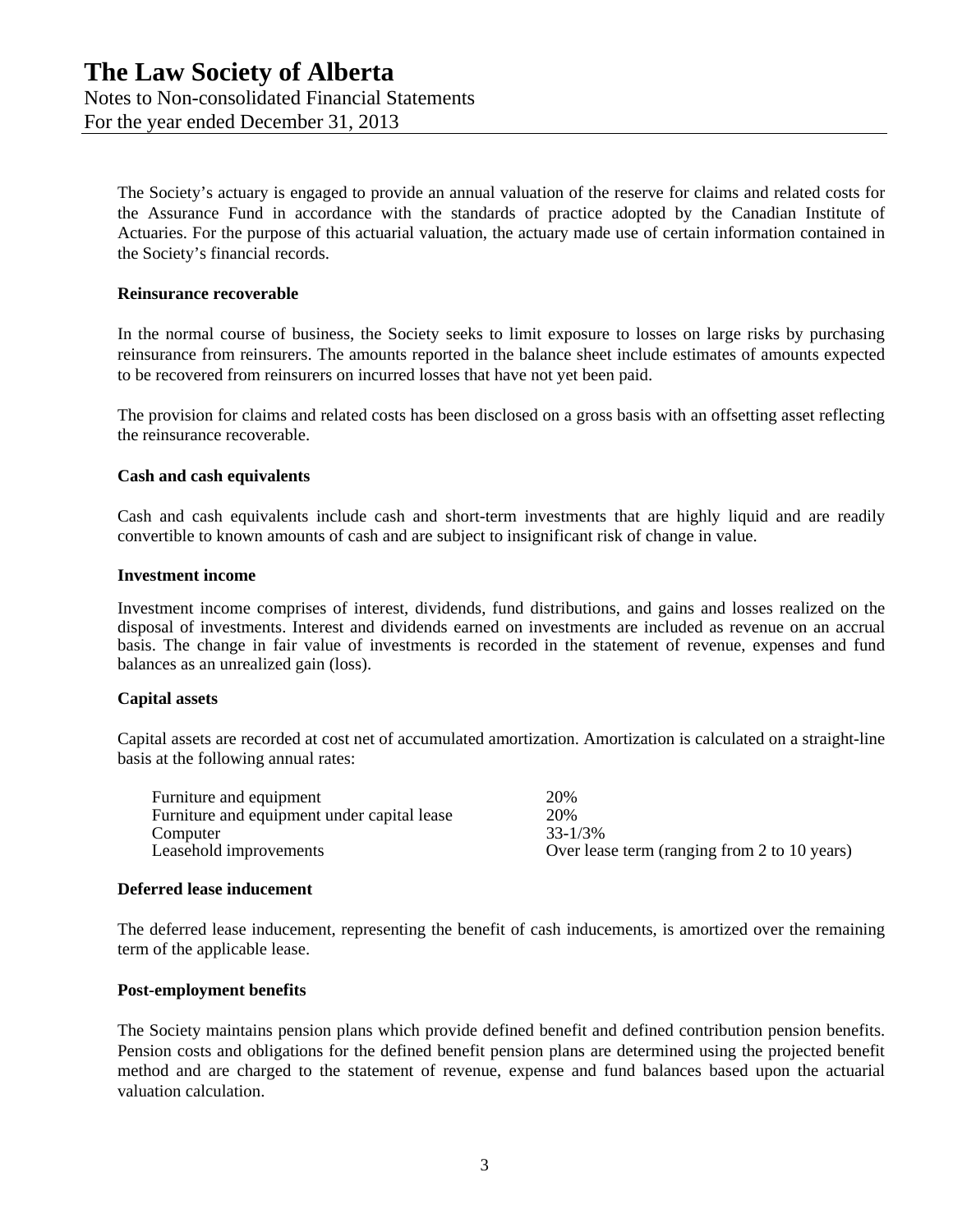The Society's actuary is engaged to provide an annual valuation of the reserve for claims and related costs for the Assurance Fund in accordance with the standards of practice adopted by the Canadian Institute of Actuaries. For the purpose of this actuarial valuation, the actuary made use of certain information contained in the Society's financial records.

**Reinsurance recoverable**

In the normal course of business, the Society seeks to limit exposure to losses on large risks by purchasing reinsurance from reinsurers. The amounts reported in the balance sheet include estimates of amounts expected to be recovered from reinsurers on incurred losses that have not yet been paid.

The provision for claims and related costs has been disclosed on a gross basis with an offsetting asset reflecting the reinsurance recoverable.

**Cash and cash equivalents**

Cash and cash equivalents include cash and short-term investments that are highly liquid and are readily convertible to known amounts of cash and are subject to insignificant risk of change in value.

**Investment income**

Investment income comprises of interest, dividends, fund distributions, and gains and losses realized on the disposal of investments. Interest and dividends earned on investments are included as revenue on an accrual basis. The change in fair value of investments is recorded in the statement of revenue, expenses and fund balances as an unrealized gain (loss).

**Capital assets**

Capital assets are recorded at cost net of accumulated amortization. Amortization is calculated on a straight-line basis at the following annual rates:

| | |
|---|---|
| Furniture and equipment | 20% |
| Furniture and equipment under capital lease | 20% |
| Computer | 33-1/3% |
| Leasehold improvements | Over lease term (ranging from 2 to 10 years) |

**Deferred lease inducement**

The deferred lease inducement, representing the benefit of cash inducements, is amortized over the remaining term of the applicable lease.

**Post-employment benefits**

The Society maintains pension plans which provide defined benefit and defined contribution pension benefits. Pension costs and obligations for the defined benefit pension plans are determined using the projected benefit method and are charged to the statement of revenue, expense and fund balances based upon the actuarial valuation calculation.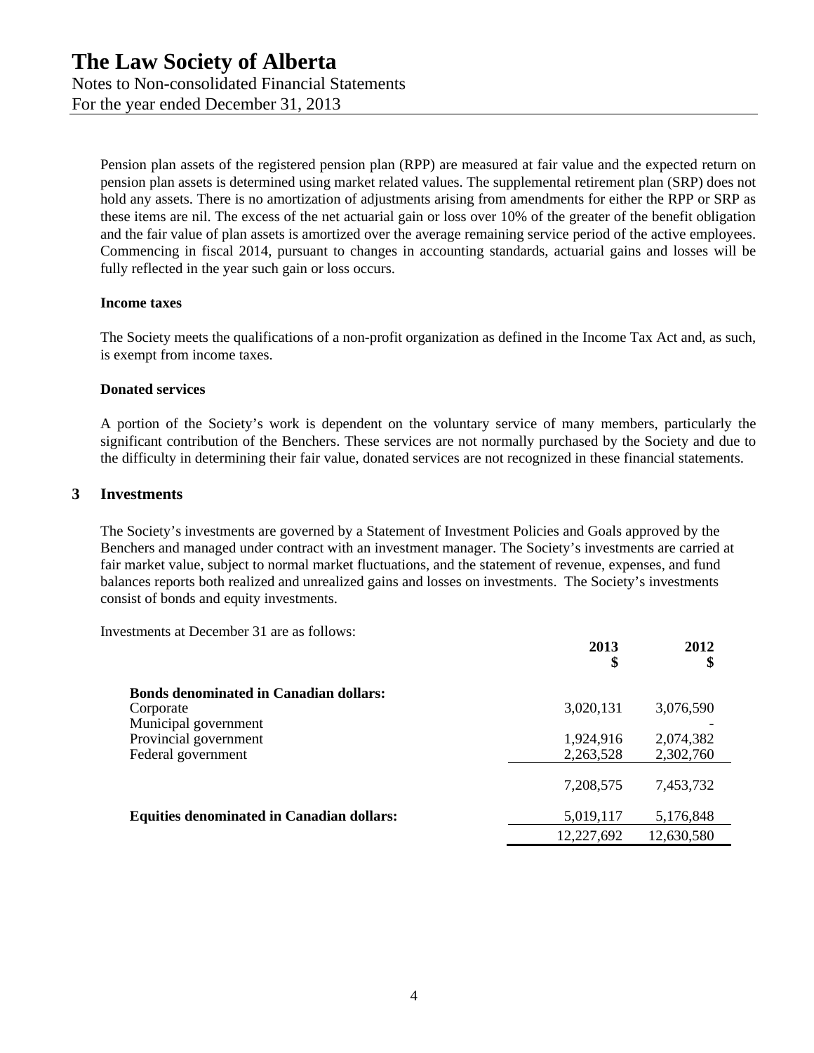Pension plan assets of the registered pension plan (RPP) are measured at fair value and the expected return on pension plan assets is determined using market related values. The supplemental retirement plan (SRP) does not hold any assets. There is no amortization of adjustments arising from amendments for either the RPP or SRP as these items are nil. The excess of the net actuarial gain or loss over 10% of the greater of the benefit obligation and the fair value of plan assets is amortized over the average remaining service period of the active employees. Commencing in fiscal 2014, pursuant to changes in accounting standards, actuarial gains and losses will be fully reflected in the year such gain or loss occurs.

**Income taxes**

The Society meets the qualifications of a non-profit organization as defined in the Income Tax Act and, as such, is exempt from income taxes.

**Donated services**

A portion of the Society's work is dependent on the voluntary service of many members, particularly the significant contribution of the Benchers. These services are not normally purchased by the Society and due to the difficulty in determining their fair value, donated services are not recognized in these financial statements.

## 3 Investments

The Society's investments are governed by a Statement of Investment Policies and Goals approved by the Benchers and managed under contract with an investment manager. The Society's investments are carried at fair market value, subject to normal market fluctuations, and the statement of revenue, expenses, and fund balances reports both realized and unrealized gains and losses on investments. The Society's investments consist of bonds and equity investments.

Investments at December 31 are as follows:

| | 2013 $ | 2012 $ |
|---|---|---|
| **Bonds denominated in Canadian dollars:** | | |
| Corporate | 3,020,131 | 3,076,590 |
| Municipal government | | - |
| Provincial government | 1,924,916 | 2,074,382 |
| Federal government | 2,263,528 | 2,302,760 |
| | 7,208,575 | 7,453,732 |
| **Equities denominated in Canadian dollars:** | 5,019,117 | 5,176,848 |
| | 12,227,692 | 12,630,580 |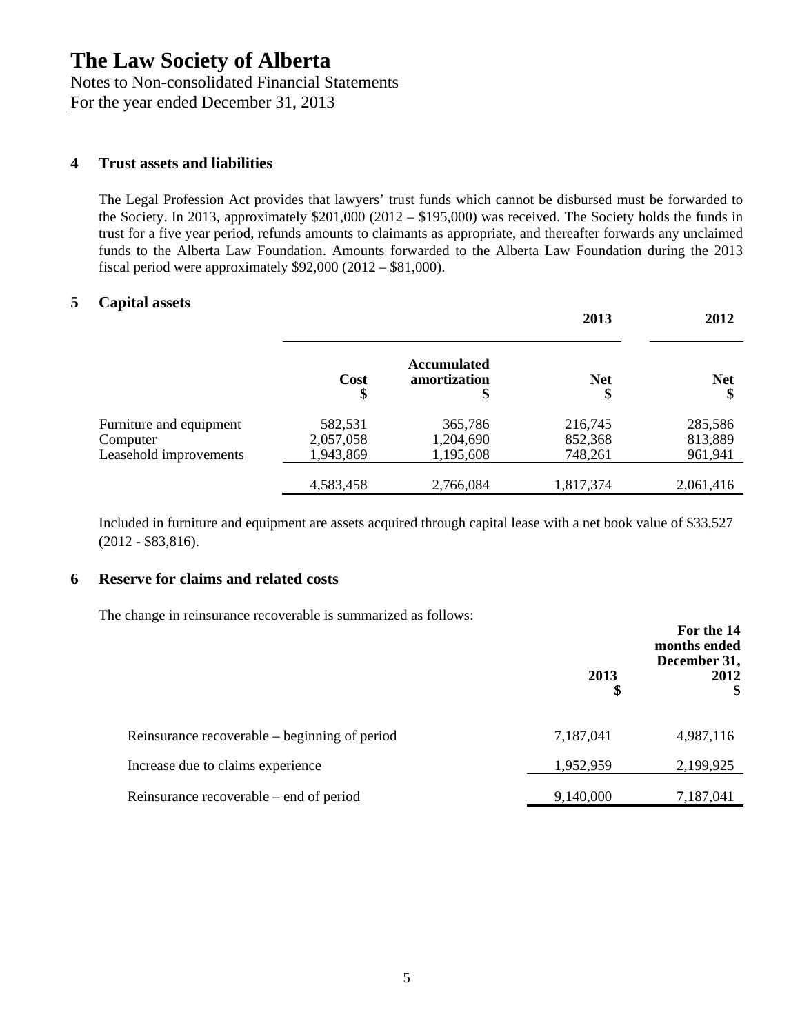# The Law Society of Alberta

Notes to Non-consolidated Financial Statements

For the year ended December 31, 2013

## 4 Trust assets and liabilities

The Legal Profession Act provides that lawyers' trust funds which cannot be disbursed must be forwarded to the Society. In 2013, approximately $201,000 (2012 – $195,000) was received. The Society holds the funds in trust for a five year period, refunds amounts to claimants as appropriate, and thereafter forwards any unclaimed funds to the Alberta Law Foundation. Amounts forwarded to the Alberta Law Foundation during the 2013 fiscal period were approximately $92,000 (2012 – $81,000).

## 5 Capital assets

| | 2013 | | | 2012 |
|---|---|---|---|---|
| | **Cost**<br>**$** | **Accumulated amortization**<br>**$** | **Net**<br>**$** | **Net**<br>**$** |
| Furniture and equipment | 582,531 | 365,786 | 216,745 | 285,586 |
| Computer | 2,057,058 | 1,204,690 | 852,368 | 813,889 |
| Leasehold improvements | 1,943,869 | 1,195,608 | 748,261 | 961,941 |
| | 4,583,458 | 2,766,084 | 1,817,374 | 2,061,416 |

Included in furniture and equipment are assets acquired through capital lease with a net book value of $33,527 (2012 - $83,816).

## 6 Reserve for claims and related costs

The change in reinsurance recoverable is summarized as follows:

| | 2013<br>$ | For the 14 months ended December 31, 2012<br>$ |
|---|---|---|
| Reinsurance recoverable – beginning of period | 7,187,041 | 4,987,116 |
| Increase due to claims experience | 1,952,959 | 2,199,925 |
| Reinsurance recoverable – end of period | 9,140,000 | 7,187,041 |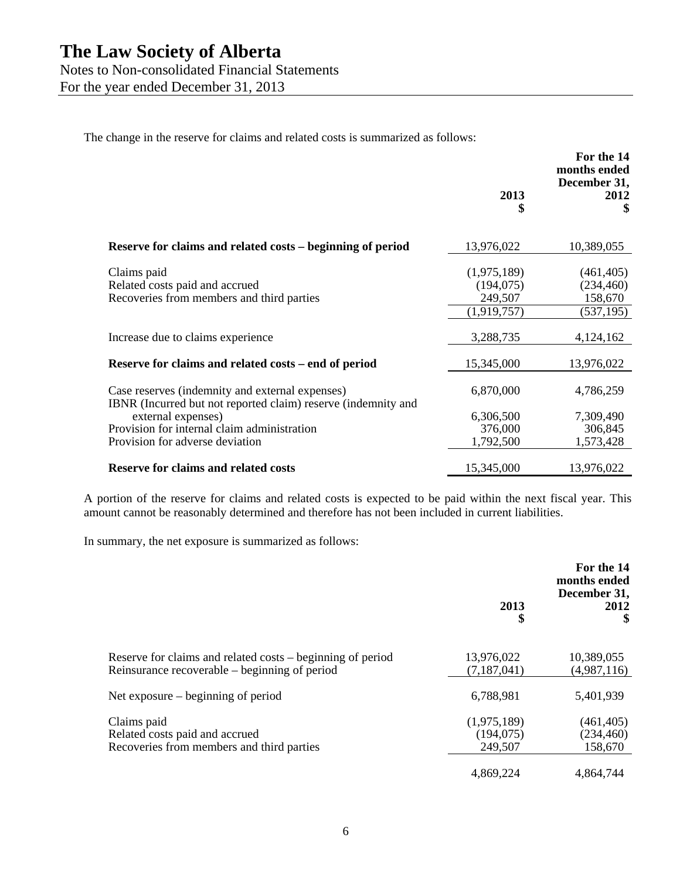# The Law Society of Alberta

Notes to Non-consolidated Financial Statements

For the year ended December 31, 2013

The change in the reserve for claims and related costs is summarized as follows:

| | 2013 $ | For the 14 months ended December 31, 2012 $ |
|---|---|---|
| **Reserve for claims and related costs – beginning of period** | 13,976,022 | 10,389,055 |
| Claims paid | (1,975,189) | (461,405) |
| Related costs paid and accrued | (194,075) | (234,460) |
| Recoveries from members and third parties | 249,507 | 158,670 |
| | (1,919,757) | (537,195) |
| Increase due to claims experience | 3,288,735 | 4,124,162 |
| **Reserve for claims and related costs – end of period** | 15,345,000 | 13,976,022 |
| Case reserves (indemnity and external expenses) | 6,870,000 | 4,786,259 |
| IBNR (Incurred but not reported claim) reserve (indemnity and external expenses) | 6,306,500 | 7,309,490 |
| Provision for internal claim administration | 376,000 | 306,845 |
| Provision for adverse deviation | 1,792,500 | 1,573,428 |
| **Reserve for claims and related costs** | 15,345,000 | 13,976,022 |

A portion of the reserve for claims and related costs is expected to be paid within the next fiscal year. This amount cannot be reasonably determined and therefore has not been included in current liabilities.

In summary, the net exposure is summarized as follows:

| | 2013 $ | For the 14 months ended December 31, 2012 $ |
|---|---|---|
| Reserve for claims and related costs – beginning of period | 13,976,022 | 10,389,055 |
| Reinsurance recoverable – beginning of period | (7,187,041) | (4,987,116) |
| Net exposure – beginning of period | 6,788,981 | 5,401,939 |
| Claims paid | (1,975,189) | (461,405) |
| Related costs paid and accrued | (194,075) | (234,460) |
| Recoveries from members and third parties | 249,507 | 158,670 |
| | 4,869,224 | 4,864,744 |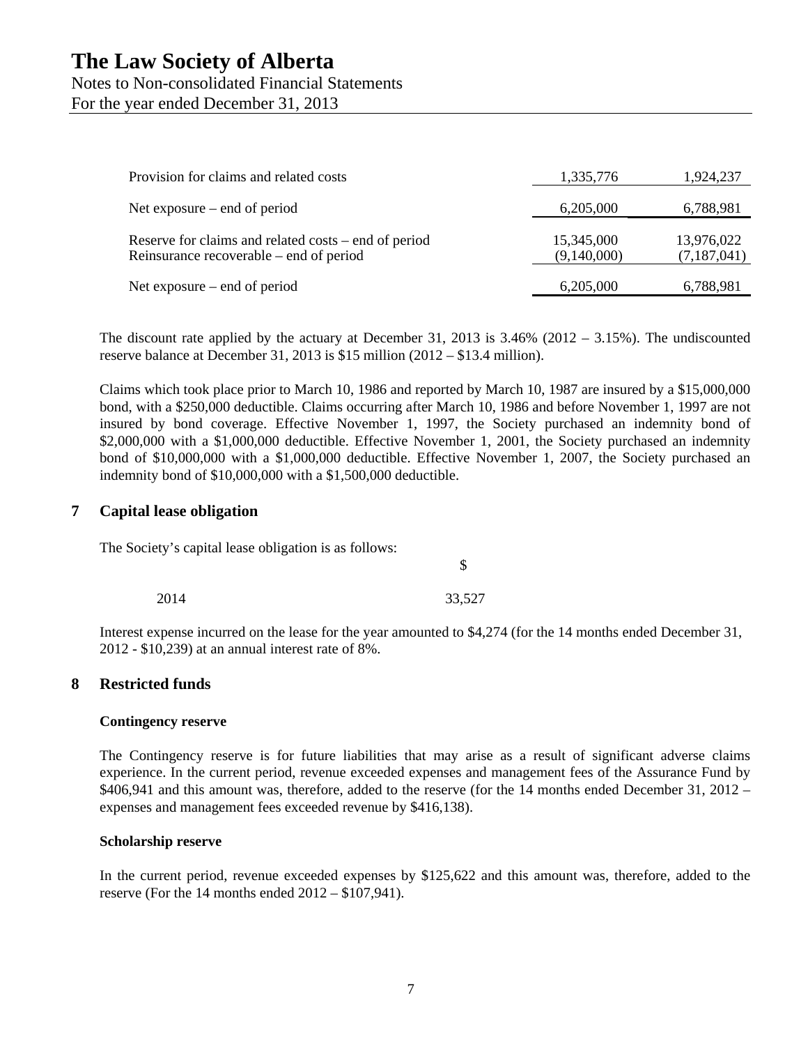| | | |
|---|---|---|
| Provision for claims and related costs | 1,335,776 | 1,924,237 |
| Net exposure – end of period | 6,205,000 | 6,788,981 |
| Reserve for claims and related costs – end of period | 15,345,000 | 13,976,022 |
| Reinsurance recoverable – end of period | (9,140,000) | (7,187,041) |
| Net exposure – end of period | 6,205,000 | 6,788,981 |

The discount rate applied by the actuary at December 31, 2013 is 3.46% (2012 – 3.15%). The undiscounted reserve balance at December 31, 2013 is $15 million (2012 – $13.4 million).

Claims which took place prior to March 10, 1986 and reported by March 10, 1987 are insured by a $15,000,000 bond, with a $250,000 deductible. Claims occurring after March 10, 1986 and before November 1, 1997 are not insured by bond coverage. Effective November 1, 1997, the Society purchased an indemnity bond of $2,000,000 with a $1,000,000 deductible. Effective November 1, 2001, the Society purchased an indemnity bond of $10,000,000 with a $1,000,000 deductible. Effective November 1, 2007, the Society purchased an indemnity bond of $10,000,000 with a $1,500,000 deductible.

## 7 Capital lease obligation

The Society's capital lease obligation is as follows:

| | $ |
|---|---|
| 2014 | 33,527 |

Interest expense incurred on the lease for the year amounted to $4,274 (for the 14 months ended December 31, 2012 - $10,239) at an annual interest rate of 8%.

## 8 Restricted funds

**Contingency reserve**

The Contingency reserve is for future liabilities that may arise as a result of significant adverse claims experience. In the current period, revenue exceeded expenses and management fees of the Assurance Fund by $406,941 and this amount was, therefore, added to the reserve (for the 14 months ended December 31, 2012 – expenses and management fees exceeded revenue by $416,138).

**Scholarship reserve**

In the current period, revenue exceeded expenses by $125,622 and this amount was, therefore, added to the reserve (For the 14 months ended 2012 – $107,941).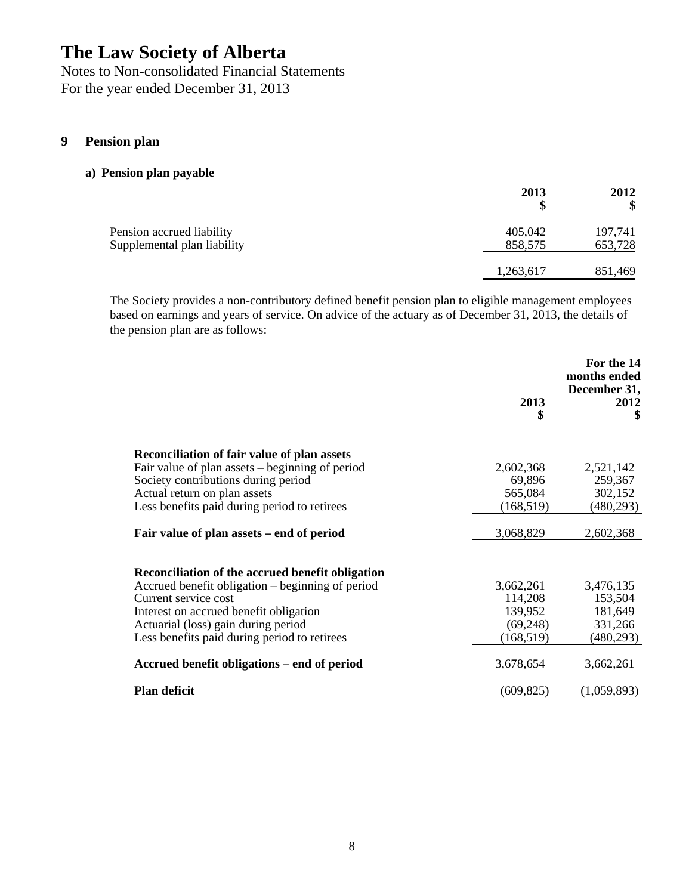# The Law Society of Alberta

Notes to Non-consolidated Financial Statements
For the year ended December 31, 2013

## 9 Pension plan

### a) Pension plan payable

| | 2013 $ | 2012 $ |
|---|---|---|
| Pension accrued liability | 405,042 | 197,741 |
| Supplemental plan liability | 858,575 | 653,728 |
| | 1,263,617 | 851,469 |

The Society provides a non-contributory defined benefit pension plan to eligible management employees based on earnings and years of service. On advice of the actuary as of December 31, 2013, the details of the pension plan are as follows:

| | 2013 $ | For the 14 months ended December 31, 2012 $ |
|---|---|---|
| **Reconciliation of fair value of plan assets** | | |
| Fair value of plan assets – beginning of period | 2,602,368 | 2,521,142 |
| Society contributions during period | 69,896 | 259,367 |
| Actual return on plan assets | 565,084 | 302,152 |
| Less benefits paid during period to retirees | (168,519) | (480,293) |
| **Fair value of plan assets – end of period** | 3,068,829 | 2,602,368 |
| **Reconciliation of the accrued benefit obligation** | | |
| Accrued benefit obligation – beginning of period | 3,662,261 | 3,476,135 |
| Current service cost | 114,208 | 153,504 |
| Interest on accrued benefit obligation | 139,952 | 181,649 |
| Actuarial (loss) gain during period | (69,248) | 331,266 |
| Less benefits paid during period to retirees | (168,519) | (480,293) |
| **Accrued benefit obligations – end of period** | 3,678,654 | 3,662,261 |
| **Plan deficit** | (609,825) | (1,059,893) |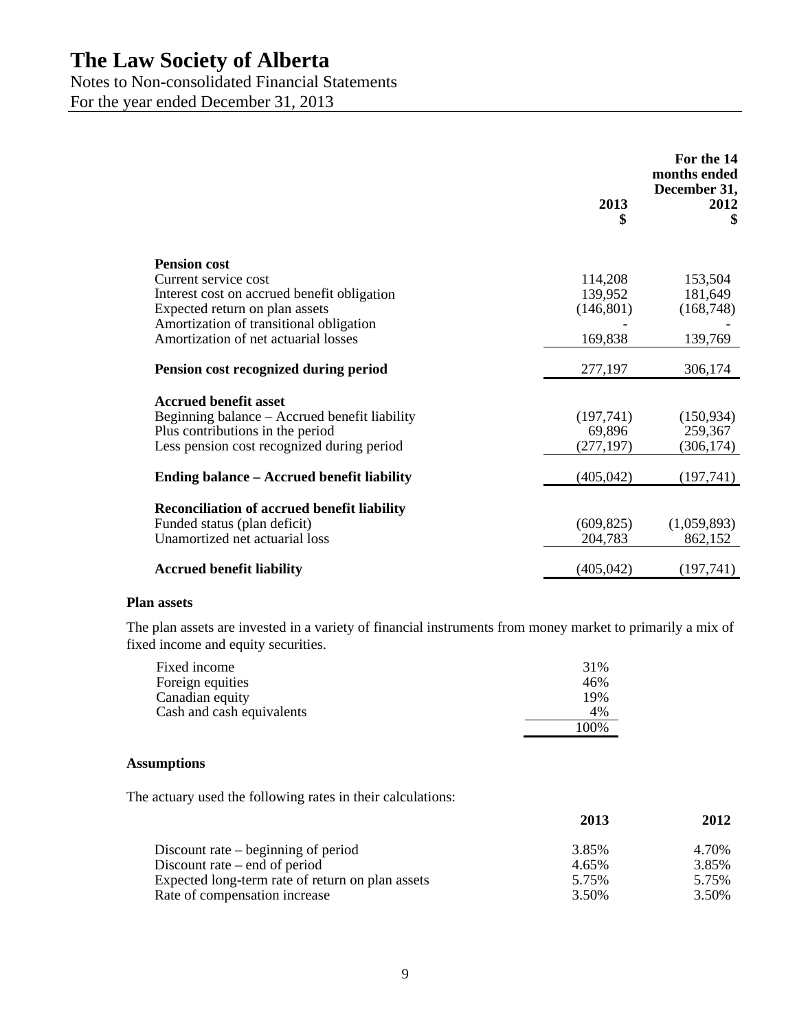# The Law Society of Alberta

Notes to Non-consolidated Financial Statements

For the year ended December 31, 2013

| | 2013<br>$ | For the 14 months ended December 31, 2012<br>$ |
|---|---|---|
| **Pension cost** | | |
| Current service cost | 114,208 | 153,504 |
| Interest cost on accrued benefit obligation | 139,952 | 181,649 |
| Expected return on plan assets | (146,801) | (168,748) |
| Amortization of transitional obligation | - | - |
| Amortization of net actuarial losses | 169,838 | 139,769 |
| **Pension cost recognized during period** | 277,197 | 306,174 |
| **Accrued benefit asset** | | |
| Beginning balance – Accrued benefit liability | (197,741) | (150,934) |
| Plus contributions in the period | 69,896 | 259,367 |
| Less pension cost recognized during period | (277,197) | (306,174) |
| **Ending balance – Accrued benefit liability** | (405,042) | (197,741) |
| **Reconciliation of accrued benefit liability** | | |
| Funded status (plan deficit) | (609,825) | (1,059,893) |
| Unamortized net actuarial loss | 204,783 | 862,152 |
| **Accrued benefit liability** | (405,042) | (197,741) |

**Plan assets**

The plan assets are invested in a variety of financial instruments from money market to primarily a mix of fixed income and equity securities.

| | |
|---|---|
| Fixed income | 31% |
| Foreign equities | 46% |
| Canadian equity | 19% |
| Cash and cash equivalents | 4% |
| | 100% |

**Assumptions**

The actuary used the following rates in their calculations:

| | 2013 | 2012 |
|---|---|---|
| Discount rate – beginning of period | 3.85% | 4.70% |
| Discount rate – end of period | 4.65% | 3.85% |
| Expected long-term rate of return on plan assets | 5.75% | 5.75% |
| Rate of compensation increase | 3.50% | 3.50% |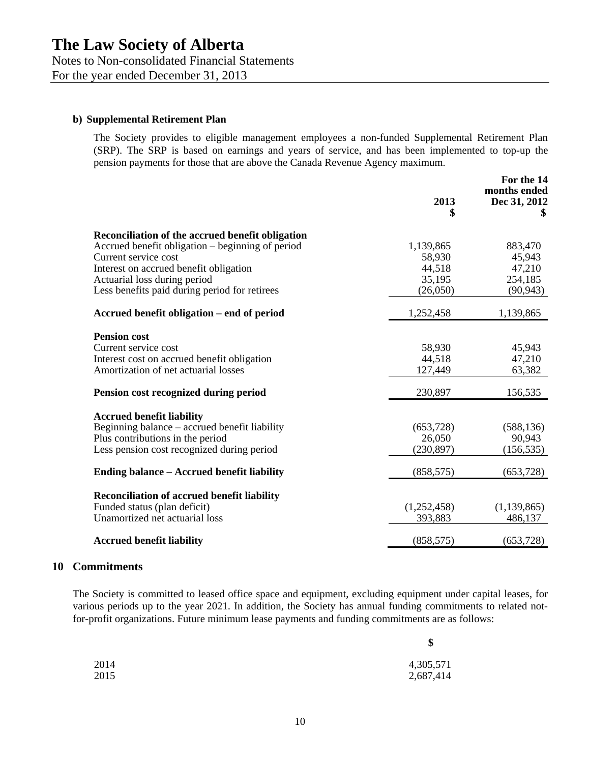**b) Supplemental Retirement Plan**

The Society provides to eligible management employees a non-funded Supplemental Retirement Plan (SRP). The SRP is based on earnings and years of service, and has been implemented to top-up the pension payments for those that are above the Canada Revenue Agency maximum.

| | 2013 $ | For the 14 months ended Dec 31, 2012 $ |
|---|---|---|
| **Reconciliation of the accrued benefit obligation** | | |
| Accrued benefit obligation – beginning of period | 1,139,865 | 883,470 |
| Current service cost | 58,930 | 45,943 |
| Interest on accrued benefit obligation | 44,518 | 47,210 |
| Actuarial loss during period | 35,195 | 254,185 |
| Less benefits paid during period for retirees | (26,050) | (90,943) |
| **Accrued benefit obligation – end of period** | 1,252,458 | 1,139,865 |
| **Pension cost** | | |
| Current service cost | 58,930 | 45,943 |
| Interest cost on accrued benefit obligation | 44,518 | 47,210 |
| Amortization of net actuarial losses | 127,449 | 63,382 |
| **Pension cost recognized during period** | 230,897 | 156,535 |
| **Accrued benefit liability** | | |
| Beginning balance – accrued benefit liability | (653,728) | (588,136) |
| Plus contributions in the period | 26,050 | 90,943 |
| Less pension cost recognized during period | (230,897) | (156,535) |
| **Ending balance – Accrued benefit liability** | (858,575) | (653,728) |
| **Reconciliation of accrued benefit liability** | | |
| Funded status (plan deficit) | (1,252,458) | (1,139,865) |
| Unamortized net actuarial loss | 393,883 | 486,137 |
| **Accrued benefit liability** | (858,575) | (653,728) |

## 10 Commitments

The Society is committed to leased office space and equipment, excluding equipment under capital leases, for various periods up to the year 2021. In addition, the Society has annual funding commitments to related not-for-profit organizations. Future minimum lease payments and funding commitments are as follows:

| | $ |
|---|---|
| 2014 | 4,305,571 |
| 2015 | 2,687,414 |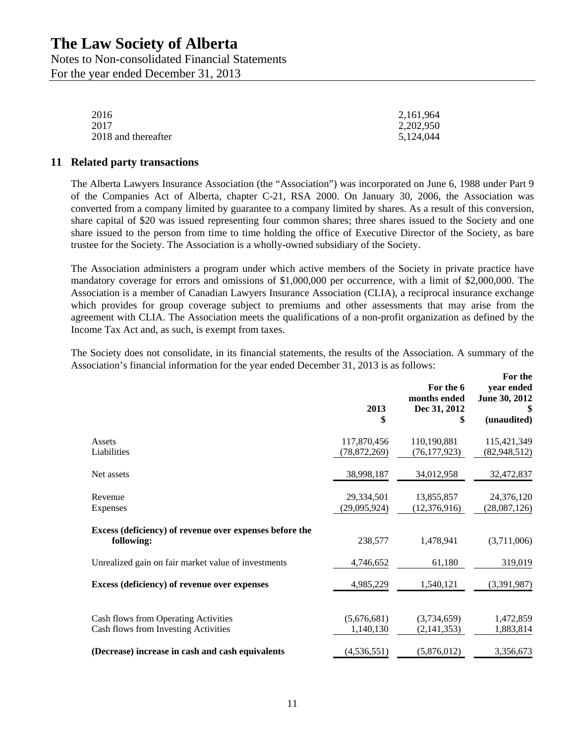| | |
|---|---|
| 2016 | 2,161,964 |
| 2017 | 2,202,950 |
| 2018 and thereafter | 5,124,044 |

## 11 Related party transactions

The Alberta Lawyers Insurance Association (the "Association") was incorporated on June 6, 1988 under Part 9 of the Companies Act of Alberta, chapter C-21, RSA 2000. On January 30, 2006, the Association was converted from a company limited by guarantee to a company limited by shares. As a result of this conversion, share capital of $20 was issued representing four common shares; three shares issued to the Society and one share issued to the person from time to time holding the office of Executive Director of the Society, as bare trustee for the Society. The Association is a wholly-owned subsidiary of the Society.

The Association administers a program under which active members of the Society in private practice have mandatory coverage for errors and omissions of $1,000,000 per occurrence, with a limit of $2,000,000. The Association is a member of Canadian Lawyers Insurance Association (CLIA), a reciprocal insurance exchange which provides for group coverage subject to premiums and other assessments that may arise from the agreement with CLIA. The Association meets the qualifications of a non-profit organization as defined by the Income Tax Act and, as such, is exempt from taxes.

The Society does not consolidate, in its financial statements, the results of the Association. A summary of the Association's financial information for the year ended December 31, 2013 is as follows:

| | 2013 $ | For the 6 months ended Dec 31, 2012 $ | For the year ended June 30, 2012 $ (unaudited) |
|---|---|---|---|
| Assets | 117,870,456 | 110,190,881 | 115,421,349 |
| Liabilities | (78,872,269) | (76,177,923) | (82,948,512) |
| Net assets | 38,998,187 | 34,012,958 | 32,472,837 |
| Revenue | 29,334,501 | 13,855,857 | 24,376,120 |
| Expenses | (29,095,924) | (12,376,916) | (28,087,126) |
| **Excess (deficiency) of revenue over expenses before the following:** | 238,577 | 1,478,941 | (3,711,006) |
| Unrealized gain on fair market value of investments | 4,746,652 | 61,180 | 319,019 |
| **Excess (deficiency) of revenue over expenses** | 4,985,229 | 1,540,121 | (3,391,987) |
| Cash flows from Operating Activities | (5,676,681) | (3,734,659) | 1,472,859 |
| Cash flows from Investing Activities | 1,140,130 | (2,141,353) | 1,883,814 |
| **(Decrease) increase in cash and cash equivalents** | (4,536,551) | (5,876,012) | 3,356,673 |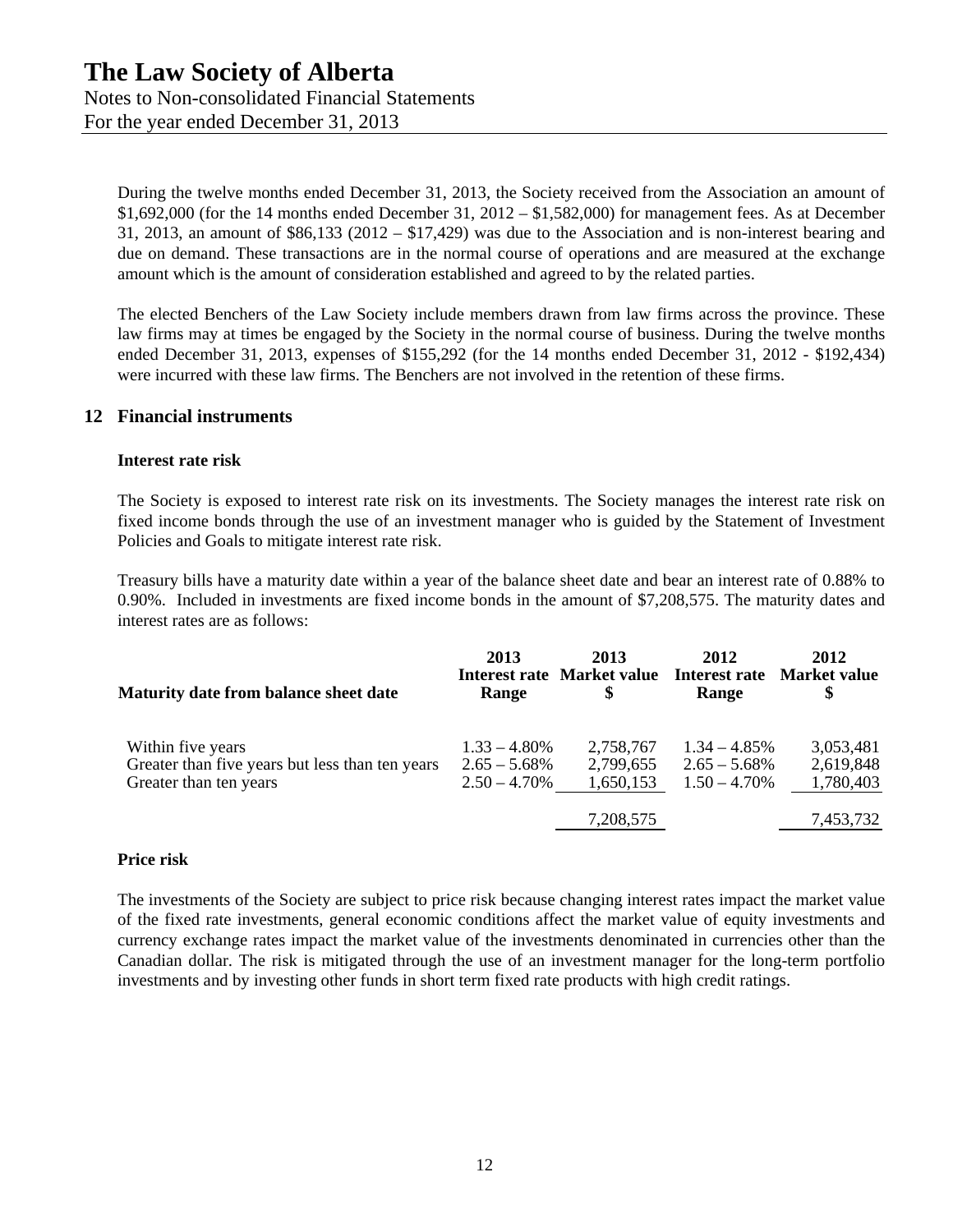During the twelve months ended December 31, 2013, the Society received from the Association an amount of $1,692,000 (for the 14 months ended December 31, 2012 – $1,582,000) for management fees. As at December 31, 2013, an amount of $86,133 (2012 – $17,429) was due to the Association and is non-interest bearing and due on demand. These transactions are in the normal course of operations and are measured at the exchange amount which is the amount of consideration established and agreed to by the related parties.

The elected Benchers of the Law Society include members drawn from law firms across the province. These law firms may at times be engaged by the Society in the normal course of business. During the twelve months ended December 31, 2013, expenses of $155,292 (for the 14 months ended December 31, 2012 - $192,434) were incurred with these law firms. The Benchers are not involved in the retention of these firms.

## 12 Financial instruments

**Interest rate risk**

The Society is exposed to interest rate risk on its investments. The Society manages the interest rate risk on fixed income bonds through the use of an investment manager who is guided by the Statement of Investment Policies and Goals to mitigate interest rate risk.

Treasury bills have a maturity date within a year of the balance sheet date and bear an interest rate of 0.88% to 0.90%. Included in investments are fixed income bonds in the amount of $7,208,575. The maturity dates and interest rates are as follows:

| Maturity date from balance sheet date | 2013 Interest rate Range | 2013 Market value $ | 2012 Interest rate Range | 2012 Market value $ |
|---|---|---|---|---|
| Within five years | 1.33 – 4.80% | 2,758,767 | 1.34 – 4.85% | 3,053,481 |
| Greater than five years but less than ten years | 2.65 – 5.68% | 2,799,655 | 2.65 – 5.68% | 2,619,848 |
| Greater than ten years | 2.50 – 4.70% | 1,650,153 | 1.50 – 4.70% | 1,780,403 |
| | | 7,208,575 | | 7,453,732 |

**Price risk**

The investments of the Society are subject to price risk because changing interest rates impact the market value of the fixed rate investments, general economic conditions affect the market value of equity investments and currency exchange rates impact the market value of the investments denominated in currencies other than the Canadian dollar. The risk is mitigated through the use of an investment manager for the long-term portfolio investments and by investing other funds in short term fixed rate products with high credit ratings.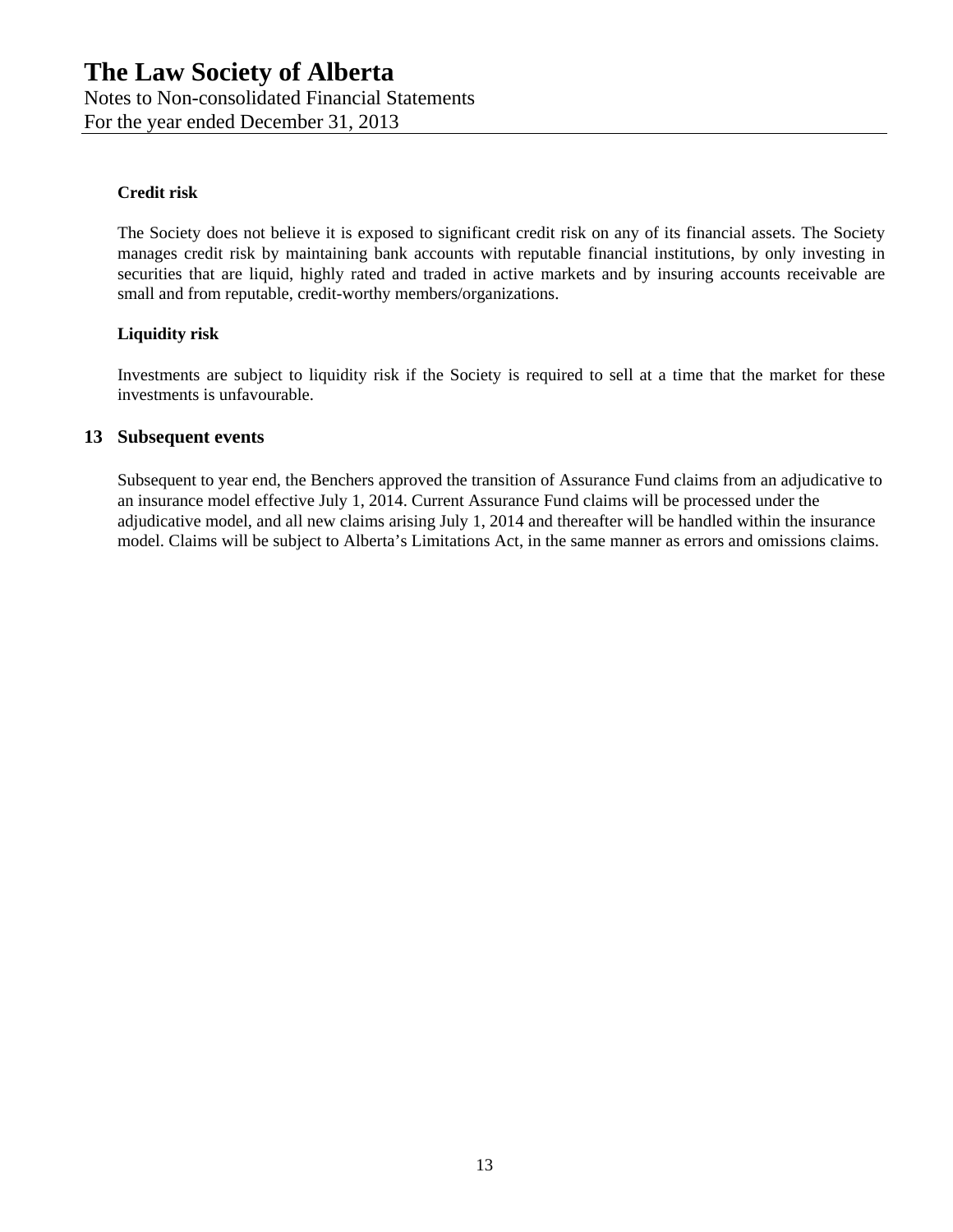**Credit risk**

The Society does not believe it is exposed to significant credit risk on any of its financial assets. The Society manages credit risk by maintaining bank accounts with reputable financial institutions, by only investing in securities that are liquid, highly rated and traded in active markets and by insuring accounts receivable are small and from reputable, credit-worthy members/organizations.

**Liquidity risk**

Investments are subject to liquidity risk if the Society is required to sell at a time that the market for these investments is unfavourable.

## 13 Subsequent events

Subsequent to year end, the Benchers approved the transition of Assurance Fund claims from an adjudicative to an insurance model effective July 1, 2014. Current Assurance Fund claims will be processed under the adjudicative model, and all new claims arising July 1, 2014 and thereafter will be handled within the insurance model. Claims will be subject to Alberta's Limitations Act, in the same manner as errors and omissions claims.